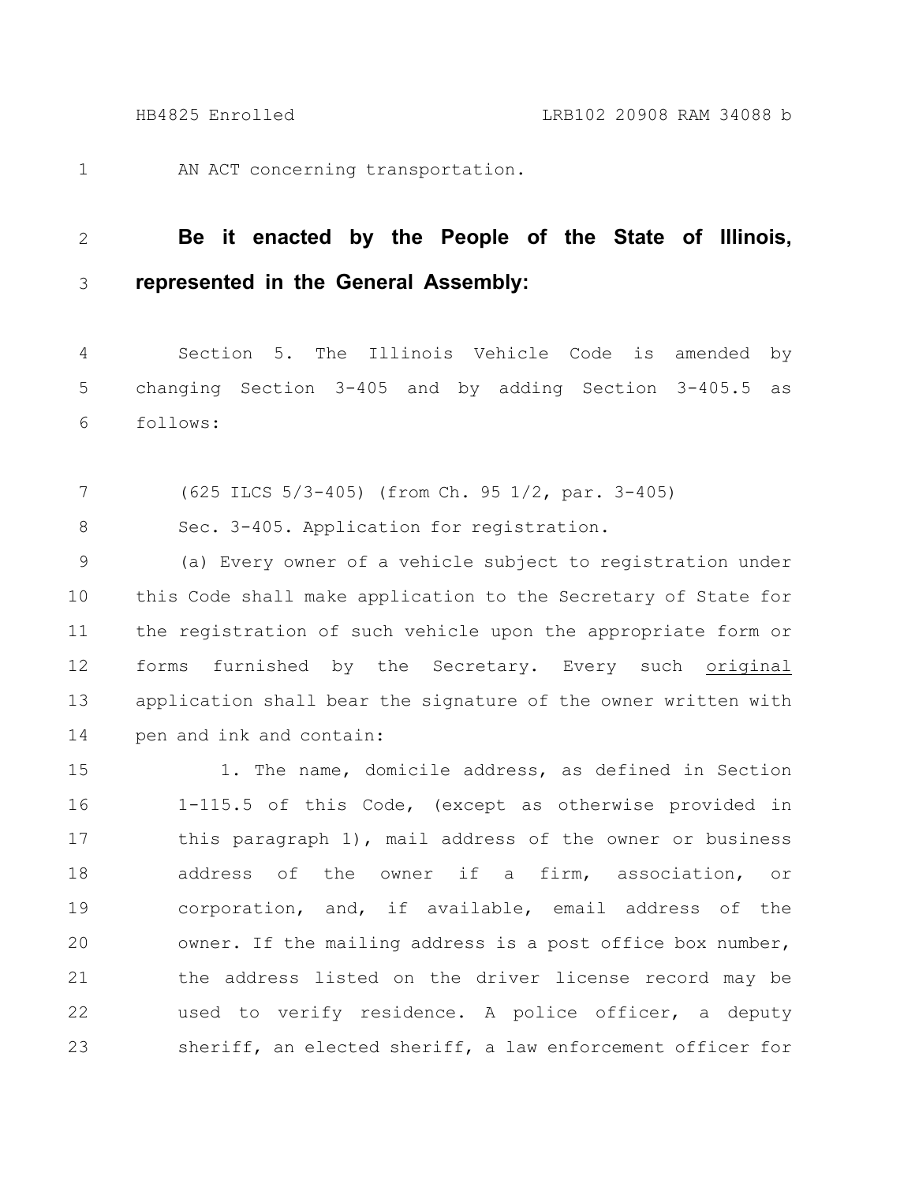AN ACT concerning transportation.

**Be it enacted by the People of the State of Illinois, represented in the General Assembly:**

Section 5. The Illinois Vehicle Code is amended by changing Section 3-405 and by adding Section 3-405.5 as follows:

(625 ILCS 5/3-405) (from Ch. 95 1/2, par. 3-405)

Sec. 3-405. Application for registration.

(a) Every owner of a vehicle subject to registration under this Code shall make application to the Secretary of State for the registration of such vehicle upon the appropriate form or forms furnished by the Secretary. Every such <u>original</u> application shall bear the signature of the owner written with pen and ink and contain:

1. The name, domicile address, as defined in Section 1-115.5 of this Code, (except as otherwise provided in this paragraph 1), mail address of the owner or business address of the owner if a firm, association, or corporation, and, if available, email address of the owner. If the mailing address is a post office box number, the address listed on the driver license record may be used to verify residence. A police officer, a deputy sheriff, an elected sheriff, a law enforcement officer for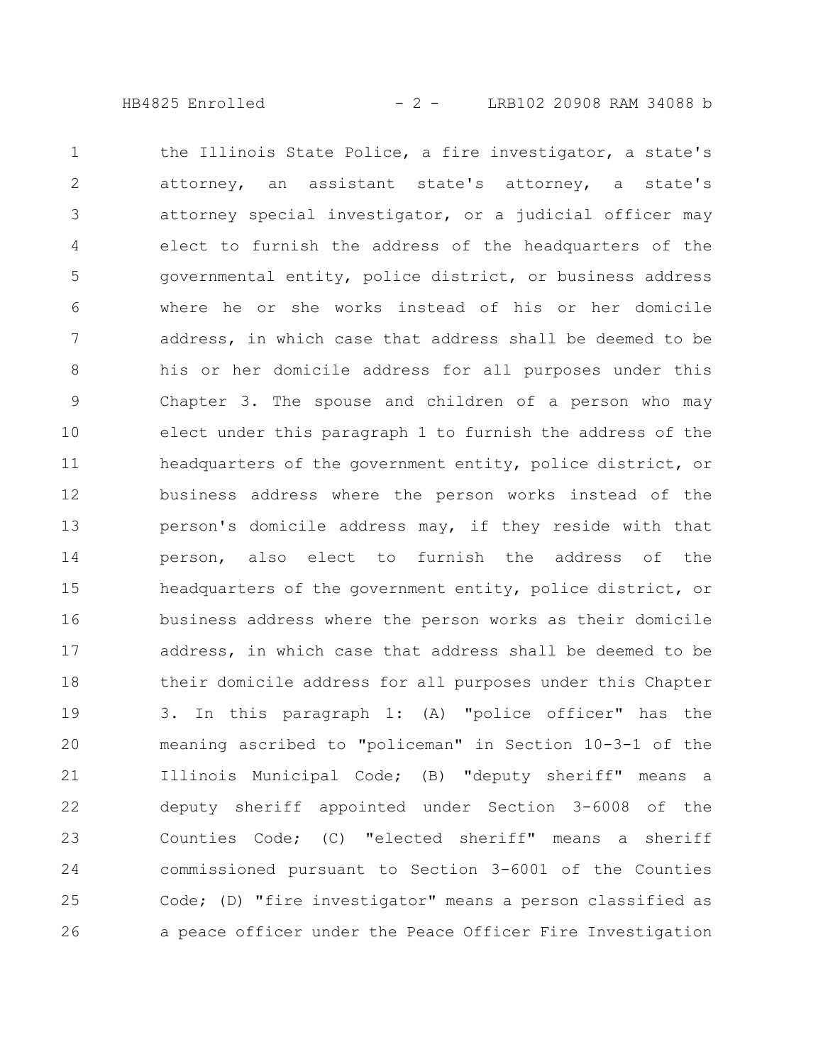the Illinois State Police, a fire investigator, a state's attorney, an assistant state's attorney, a state's attorney special investigator, or a judicial officer may elect to furnish the address of the headquarters of the governmental entity, police district, or business address where he or she works instead of his or her domicile address, in which case that address shall be deemed to be his or her domicile address for all purposes under this Chapter 3. The spouse and children of a person who may elect under this paragraph 1 to furnish the address of the headquarters of the government entity, police district, or business address where the person works instead of the person's domicile address may, if they reside with that person, also elect to furnish the address of the headquarters of the government entity, police district, or business address where the person works as their domicile address, in which case that address shall be deemed to be their domicile address for all purposes under this Chapter 3. In this paragraph 1: (A) "police officer" has the meaning ascribed to "policeman" in Section 10-3-1 of the Illinois Municipal Code; (B) "deputy sheriff" means a deputy sheriff appointed under Section 3-6008 of the Counties Code; (C) "elected sheriff" means a sheriff commissioned pursuant to Section 3-6001 of the Counties Code; (D) "fire investigator" means a person classified as a peace officer under the Peace Officer Fire Investigation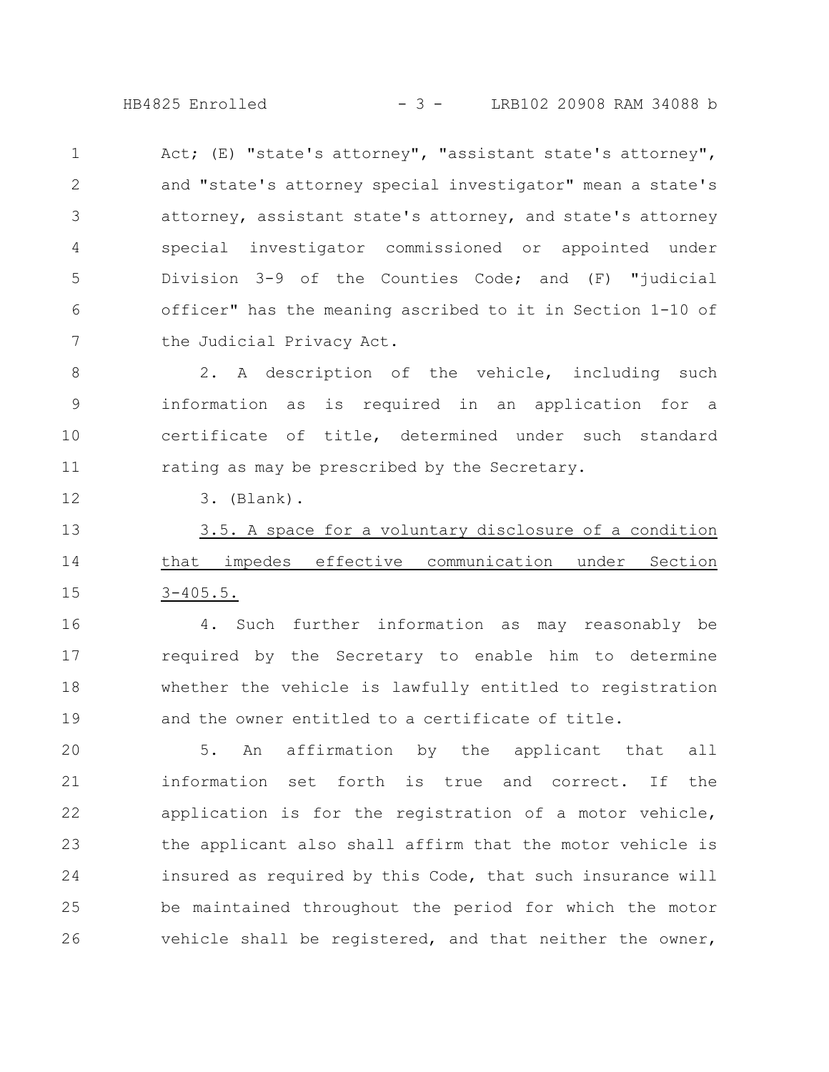Act; (E) "state's attorney", "assistant state's attorney", and "state's attorney special investigator" mean a state's attorney, assistant state's attorney, and state's attorney special investigator commissioned or appointed under Division 3-9 of the Counties Code; and (F) "judicial officer" has the meaning ascribed to it in Section 1-10 of the Judicial Privacy Act.

2. A description of the vehicle, including such information as is required in an application for a certificate of title, determined under such standard rating as may be prescribed by the Secretary.

3. (Blank).

3.5. A space for a voluntary disclosure of a condition that impedes effective communication under Section 3-405.5.

4. Such further information as may reasonably be required by the Secretary to enable him to determine whether the vehicle is lawfully entitled to registration and the owner entitled to a certificate of title.

5. An affirmation by the applicant that all information set forth is true and correct. If the application is for the registration of a motor vehicle, the applicant also shall affirm that the motor vehicle is insured as required by this Code, that such insurance will be maintained throughout the period for which the motor vehicle shall be registered, and that neither the owner,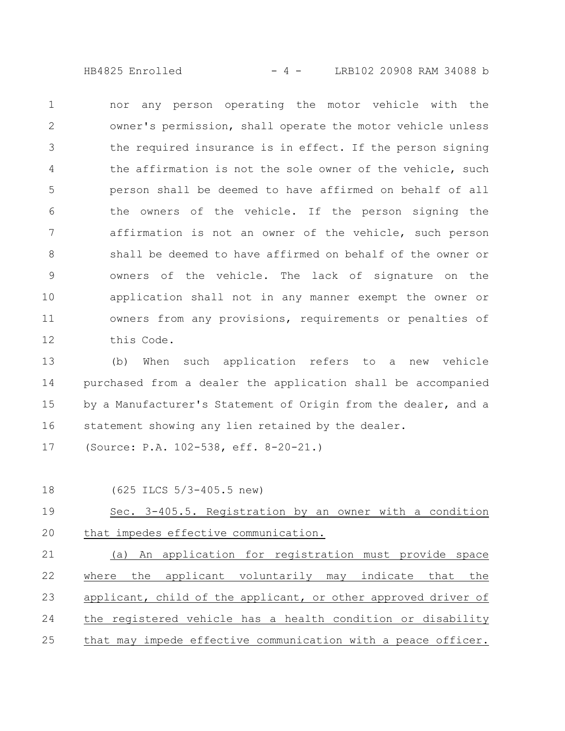nor any person operating the motor vehicle with the owner's permission, shall operate the motor vehicle unless the required insurance is in effect. If the person signing the affirmation is not the sole owner of the vehicle, such person shall be deemed to have affirmed on behalf of all the owners of the vehicle. If the person signing the affirmation is not an owner of the vehicle, such person shall be deemed to have affirmed on behalf of the owner or owners of the vehicle. The lack of signature on the application shall not in any manner exempt the owner or owners from any provisions, requirements or penalties of this Code.

(b) When such application refers to a new vehicle purchased from a dealer the application shall be accompanied by a Manufacturer's Statement of Origin from the dealer, and a statement showing any lien retained by the dealer.

(Source: P.A. 102-538, eff. 8-20-21.)

(625 ILCS 5/3-405.5 new)

Sec. 3-405.5. Registration by an owner with a condition that impedes effective communication.

(a) An application for registration must provide space where the applicant voluntarily may indicate that the applicant, child of the applicant, or other approved driver of the registered vehicle has a health condition or disability that may impede effective communication with a peace officer.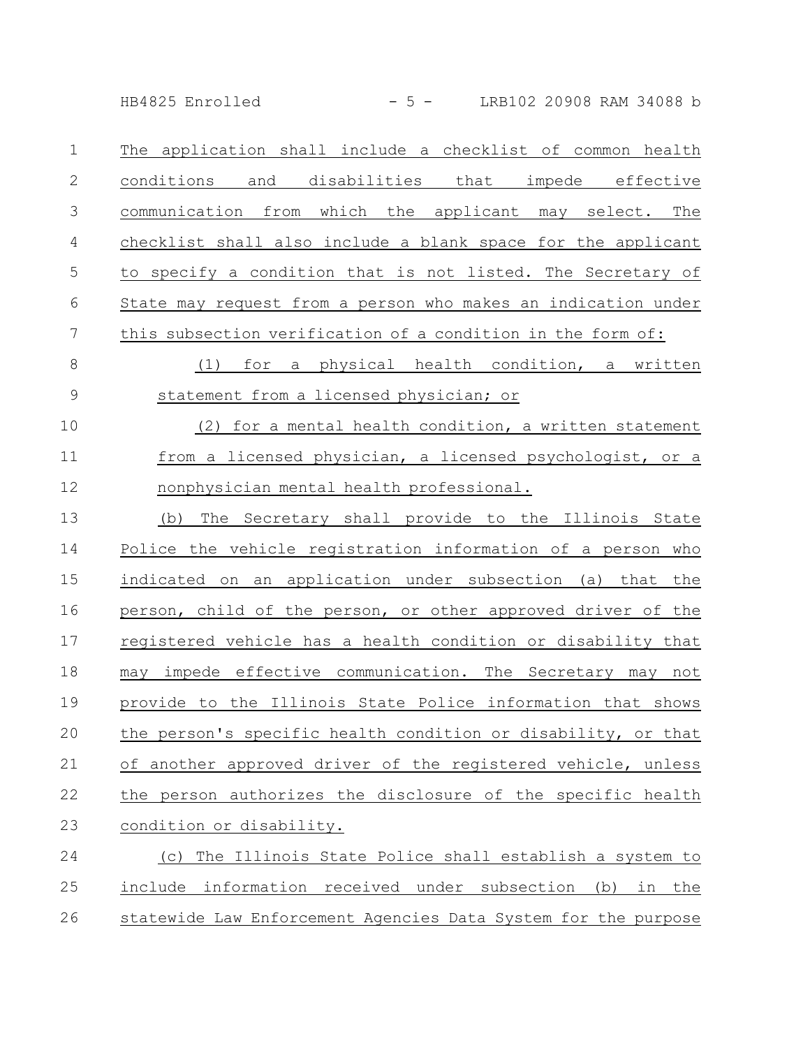The application shall include a checklist of common health conditions and disabilities that impede effective communication from which the applicant may select. The checklist shall also include a blank space for the applicant to specify a condition that is not listed. The Secretary of State may request from a person who makes an indication under this subsection verification of a condition in the form of:

(1) for a physical health condition, a written statement from a licensed physician; or

(2) for a mental health condition, a written statement from a licensed physician, a licensed psychologist, or a nonphysician mental health professional.

(b) The Secretary shall provide to the Illinois State Police the vehicle registration information of a person who indicated on an application under subsection (a) that the person, child of the person, or other approved driver of the registered vehicle has a health condition or disability that may impede effective communication. The Secretary may not provide to the Illinois State Police information that shows the person's specific health condition or disability, or that of another approved driver of the registered vehicle, unless the person authorizes the disclosure of the specific health condition or disability.

(c) The Illinois State Police shall establish a system to include information received under subsection (b) in the statewide Law Enforcement Agencies Data System for the purpose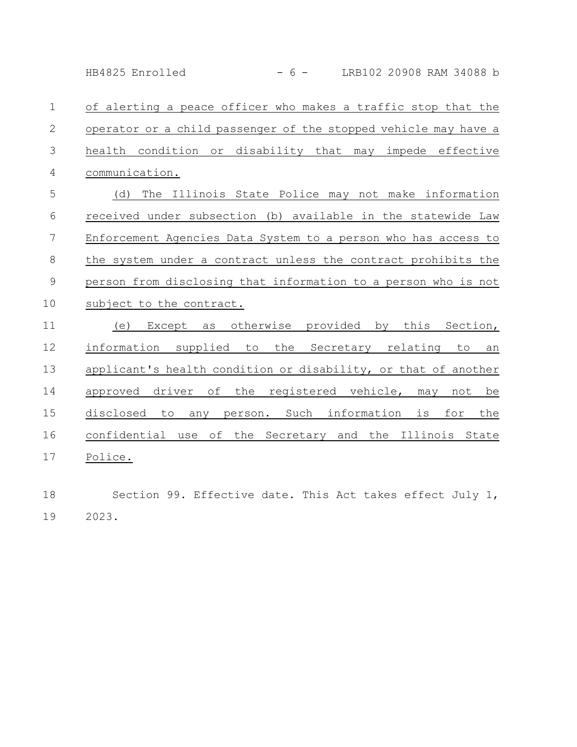of alerting a peace officer who makes a traffic stop that the operator or a child passenger of the stopped vehicle may have a health condition or disability that may impede effective communication.

(d) The Illinois State Police may not make information received under subsection (b) available in the statewide Law Enforcement Agencies Data System to a person who has access to the system under a contract unless the contract prohibits the person from disclosing that information to a person who is not subject to the contract.

(e) Except as otherwise provided by this Section, information supplied to the Secretary relating to an applicant's health condition or disability, or that of another approved driver of the registered vehicle, may not be disclosed to any person. Such information is for the confidential use of the Secretary and the Illinois State Police.

Section 99. Effective date. This Act takes effect July 1, 2023.